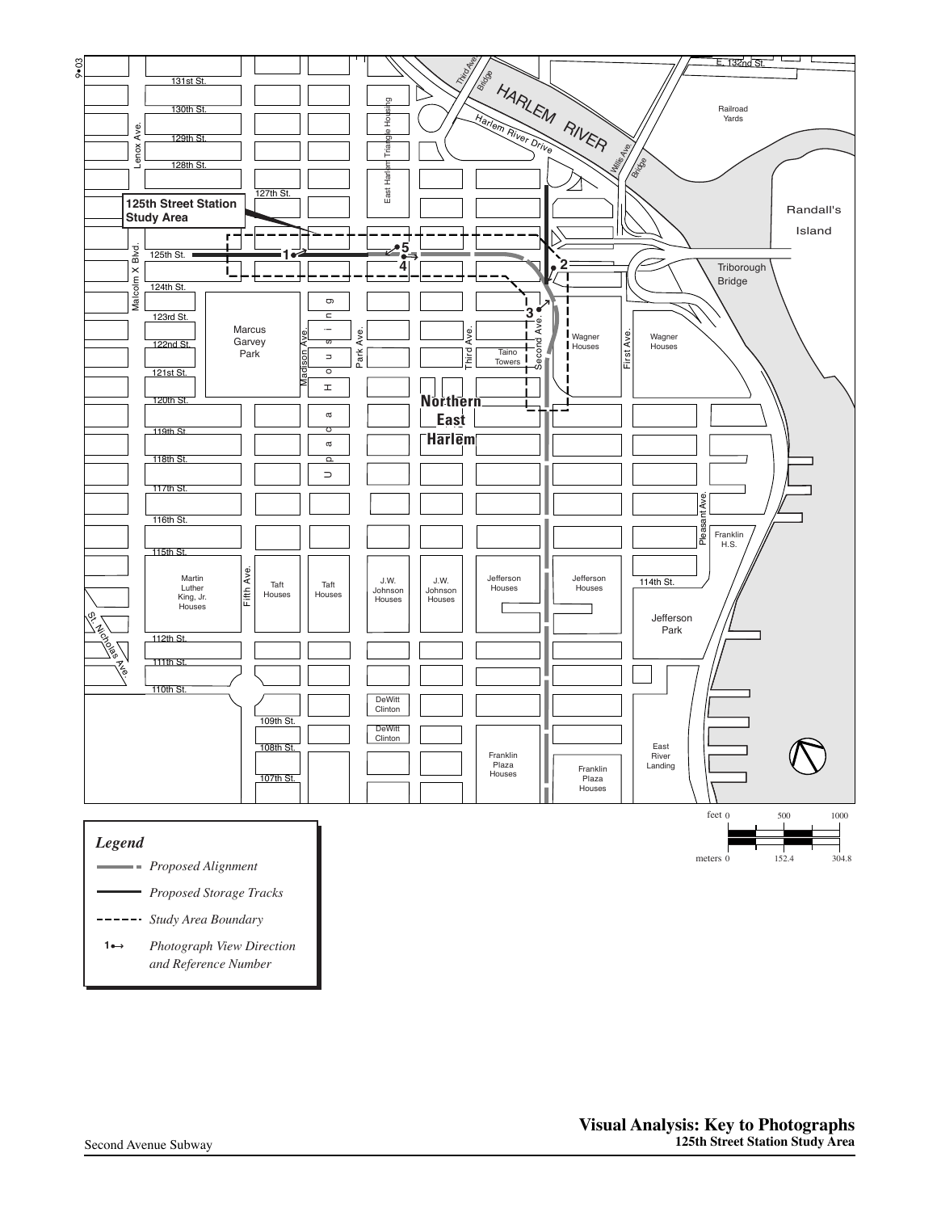9•03

131st St.

130th St.

129th St.

128th St.

127th St.

125th Street Station Study Area

125th St.

124th St.

123rd St.

122nd St.

121st St.

120th St.

119th St.

118th St.

117th St.

116th St.

115th St.

114th St.

112th St.

111th St.

110th St.

109th St.

108th St.

107th St.

E. 132nd St.

Lenox Ave.

Malcolm X Blvd.

Fifth Ave.

Madison Ave.

Park Ave.

Third Ave.

Second Ave.

First Ave.

Pleasant Ave.

St. Nicholas Ave.

Third Ave. Bridge

Willis Ave. Bridge

HARLEM RIVER

Harlem River Drive

Railroad Yards

Randall's Island

Triborough Bridge

East Harlem Triangle Housing

Marcus Garvey Park

Upaca Housing

Taino Towers

Wagner Houses

Wagner Houses

Northern East Harlem

Franklin H.S.

Martin Luther King, Jr. Houses

Taft Houses

Taft Houses

J.W. Johnson Houses

J.W. Johnson Houses

Jefferson Houses

Jefferson Houses

Jefferson Park

DeWitt Clinton

DeWitt Clinton

Franklin Plaza Houses

Franklin Plaza Houses

East River Landing

1 2 3 4 5

feet 0 500 1000

meters 0 152.4 304.8

*Legend*

*Proposed Alignment*

*Proposed Storage Tracks*

*Study Area Boundary*

1 *Photograph View Direction and Reference Number*

**Visual Analysis: Key to Photographs**
**125th Street Station Study Area**

Second Avenue Subway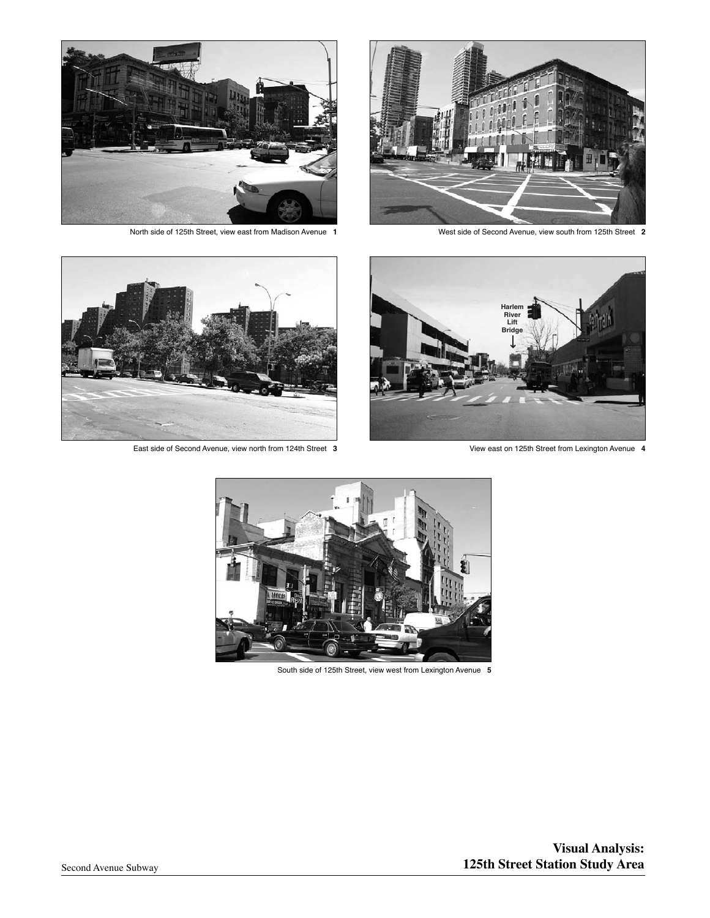North side of 125th Street, view east from Madison Avenue **1**

West side of Second Avenue, view south from 125th Street **2**

East side of Second Avenue, view north from 124th Street **3**

View east on 125th Street from Lexington Avenue **4**

South side of 125th Street, view west from Lexington Avenue **5**

Second Avenue Subway

**Visual Analysis: 125th Street Station Study Area**